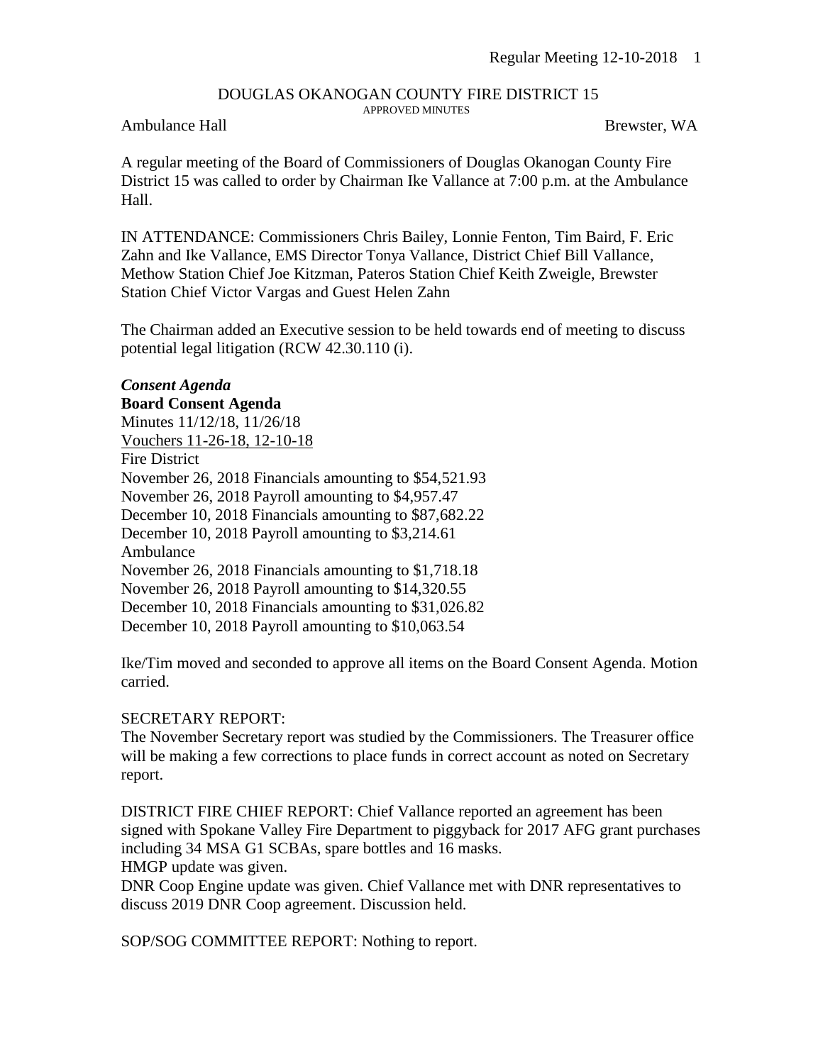# DOUGLAS OKANOGAN COUNTY FIRE DISTRICT 15

APPROVED MINUTES

Ambulance Hall — Brewster, WA

A regular meeting of the Board of Commissioners of Douglas Okanogan County Fire District 15 was called to order by Chairman Ike Vallance at 7:00 p.m. at the Ambulance Hall.

IN ATTENDANCE: Commissioners Chris Bailey, Lonnie Fenton, Tim Baird, F. Eric Zahn and Ike Vallance, EMS Director Tonya Vallance, District Chief Bill Vallance, Methow Station Chief Joe Kitzman, Pateros Station Chief Keith Zweigle, Brewster Station Chief Victor Vargas and Guest Helen Zahn

The Chairman added an Executive session to be held towards end of meeting to discuss potential legal litigation (RCW 42.30.110 (i).

***Consent Agenda***

**Board Consent Agenda**

Minutes 11/12/18, 11/26/18

<u>Vouchers 11-26-18, 12-10-18</u>

Fire District

November 26, 2018 Financials amounting to $54,521.93

November 26, 2018 Payroll amounting to $4,957.47

December 10, 2018 Financials amounting to $87,682.22

December 10, 2018 Payroll amounting to $3,214.61

Ambulance

November 26, 2018 Financials amounting to $1,718.18

November 26, 2018 Payroll amounting to $14,320.55

December 10, 2018 Financials amounting to $31,026.82

December 10, 2018 Payroll amounting to $10,063.54

Ike/Tim moved and seconded to approve all items on the Board Consent Agenda. Motion carried.

SECRETARY REPORT:

The November Secretary report was studied by the Commissioners. The Treasurer office will be making a few corrections to place funds in correct account as noted on Secretary report.

DISTRICT FIRE CHIEF REPORT: Chief Vallance reported an agreement has been signed with Spokane Valley Fire Department to piggyback for 2017 AFG grant purchases including 34 MSA G1 SCBAs, spare bottles and 16 masks.

HMGP update was given.

DNR Coop Engine update was given. Chief Vallance met with DNR representatives to discuss 2019 DNR Coop agreement. Discussion held.

SOP/SOG COMMITTEE REPORT: Nothing to report.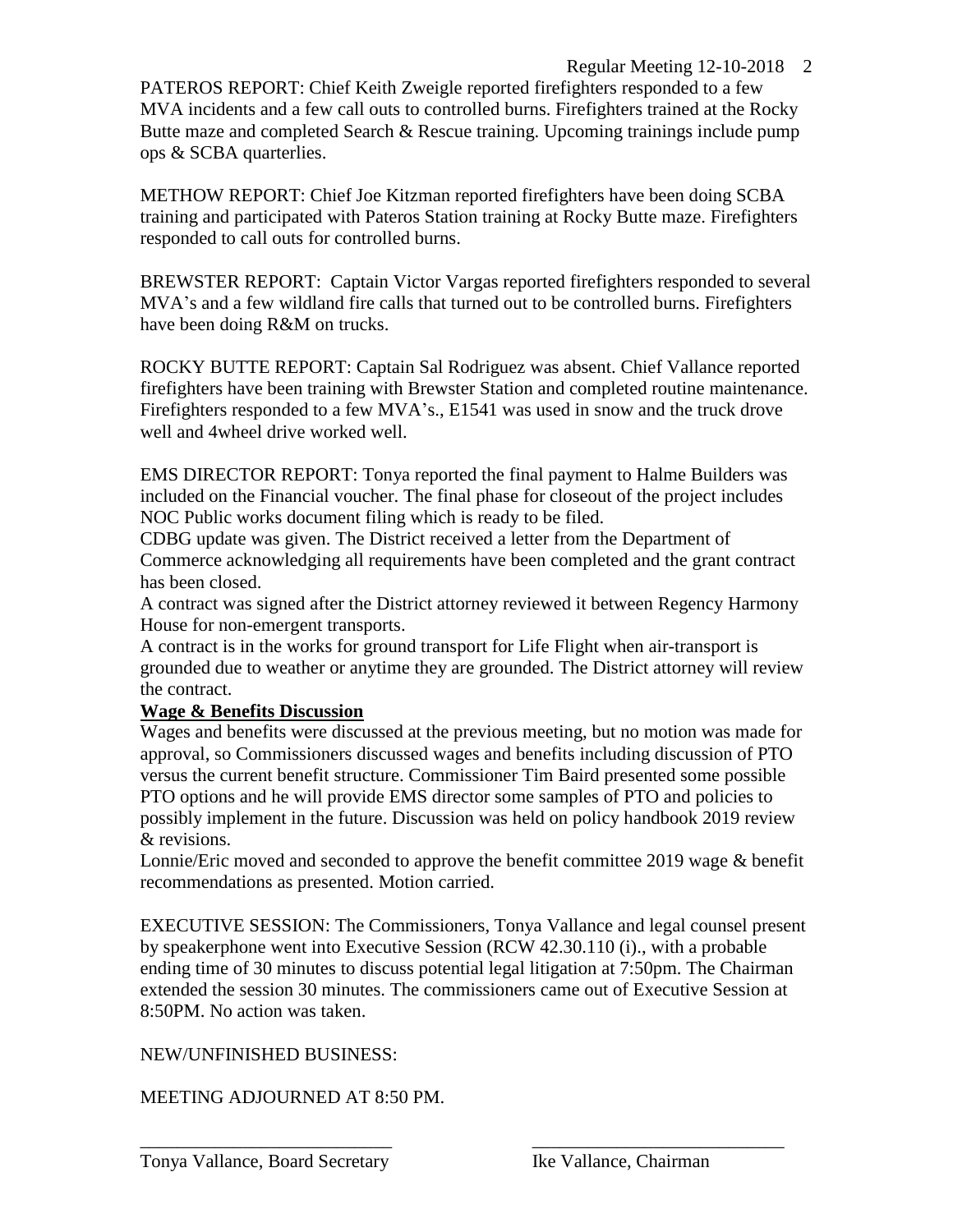PATEROS REPORT: Chief Keith Zweigle reported firefighters responded to a few MVA incidents and a few call outs to controlled burns. Firefighters trained at the Rocky Butte maze and completed Search & Rescue training. Upcoming trainings include pump ops & SCBA quarterlies.

METHOW REPORT: Chief Joe Kitzman reported firefighters have been doing SCBA training and participated with Pateros Station training at Rocky Butte maze. Firefighters responded to call outs for controlled burns.

BREWSTER REPORT: Captain Victor Vargas reported firefighters responded to several MVA's and a few wildland fire calls that turned out to be controlled burns. Firefighters have been doing R&M on trucks.

ROCKY BUTTE REPORT: Captain Sal Rodriguez was absent. Chief Vallance reported firefighters have been training with Brewster Station and completed routine maintenance. Firefighters responded to a few MVA's., E1541 was used in snow and the truck drove well and 4wheel drive worked well.

EMS DIRECTOR REPORT: Tonya reported the final payment to Halme Builders was included on the Financial voucher. The final phase for closeout of the project includes NOC Public works document filing which is ready to be filed.

CDBG update was given. The District received a letter from the Department of Commerce acknowledging all requirements have been completed and the grant contract has been closed.

A contract was signed after the District attorney reviewed it between Regency Harmony House for non-emergent transports.

A contract is in the works for ground transport for Life Flight when air-transport is grounded due to weather or anytime they are grounded. The District attorney will review the contract.

**Wage & Benefits Discussion**

Wages and benefits were discussed at the previous meeting, but no motion was made for approval, so Commissioners discussed wages and benefits including discussion of PTO versus the current benefit structure. Commissioner Tim Baird presented some possible PTO options and he will provide EMS director some samples of PTO and policies to possibly implement in the future. Discussion was held on policy handbook 2019 review & revisions.

Lonnie/Eric moved and seconded to approve the benefit committee 2019 wage & benefit recommendations as presented. Motion carried.

EXECUTIVE SESSION: The Commissioners, Tonya Vallance and legal counsel present by speakerphone went into Executive Session (RCW 42.30.110 (i)., with a probable ending time of 30 minutes to discuss potential legal litigation at 7:50pm. The Chairman extended the session 30 minutes. The commissioners came out of Executive Session at 8:50PM. No action was taken.

NEW/UNFINISHED BUSINESS:

MEETING ADJOURNED AT 8:50 PM.

\_\_\_\_\_\_\_\_\_\_\_\_\_\_\_\_\_\_\_\_\_\_\_\_\_\_\_ \_\_\_\_\_\_\_\_\_\_\_\_\_\_\_\_\_\_\_\_\_\_\_\_\_\_\_

Tonya Vallance, Board Secretary Ike Vallance, Chairman